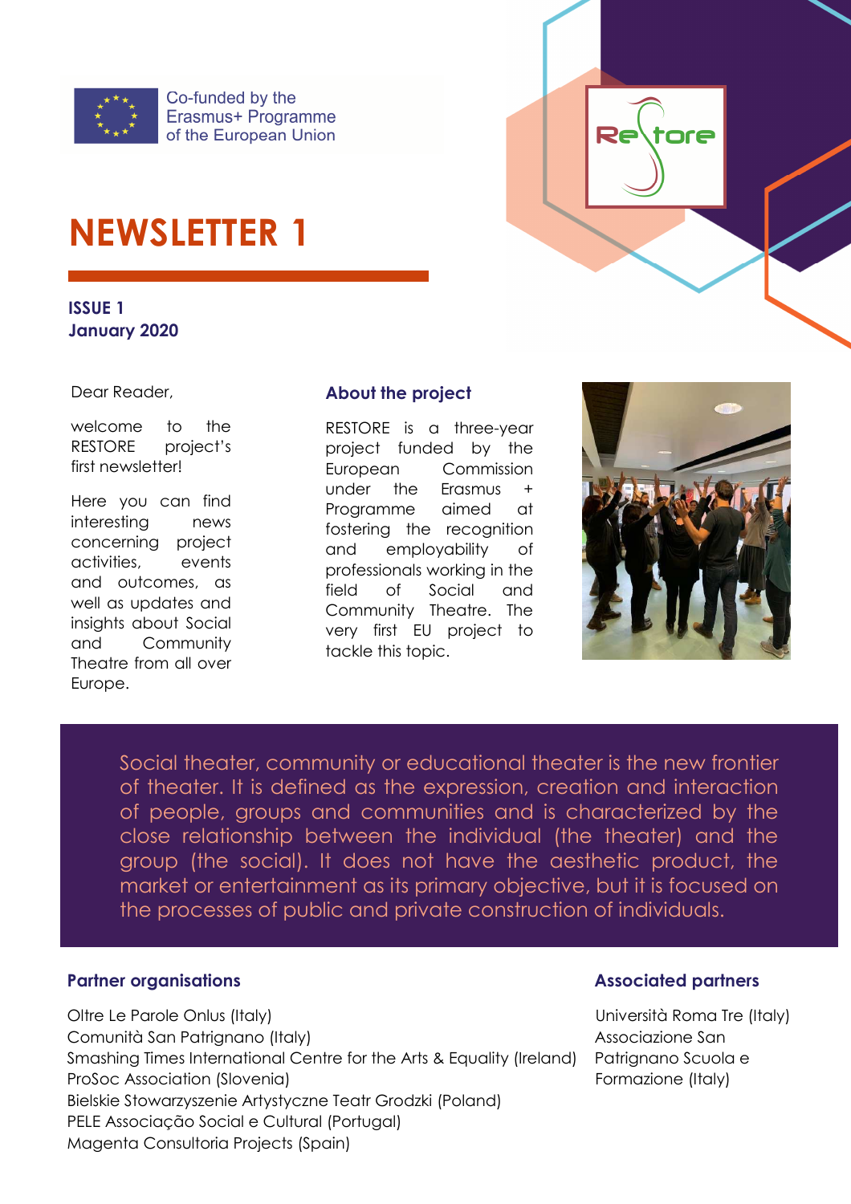Co-funded by the Erasmus+ Programme of the European Union

# NEWSLETTER 1

**ISSUE 1**
**January 2020**

Dear Reader,

welcome to the RESTORE project's first newsletter!

Here you can find interesting news concerning project activities, events and outcomes, as well as updates and insights about Social and Community Theatre from all over Europe.

## About the project

RESTORE is a three-year project funded by the European Commission under the Erasmus + Programme aimed at fostering the recognition and employability of professionals working in the field of Social and Community Theatre. The very first EU project to tackle this topic.

Social theater, community or educational theater is the new frontier of theater. It is defined as the expression, creation and interaction of people, groups and communities and is characterized by the close relationship between the individual (the theater) and the group (the social). It does not have the aesthetic product, the market or entertainment as its primary objective, but it is focused on the processes of public and private construction of individuals.

## Partner organisations

Oltre Le Parole Onlus (Italy)
Comunità San Patrignano (Italy)
Smashing Times International Centre for the Arts & Equality (Ireland)
ProSoc Association (Slovenia)
Bielskie Stowarzyszenie Artystyczne Teatr Grodzki (Poland)
PELE Associação Social e Cultural (Portugal)
Magenta Consultoria Projects (Spain)

## Associated partners

Università Roma Tre (Italy)
Associazione San Patrignano Scuola e Formazione (Italy)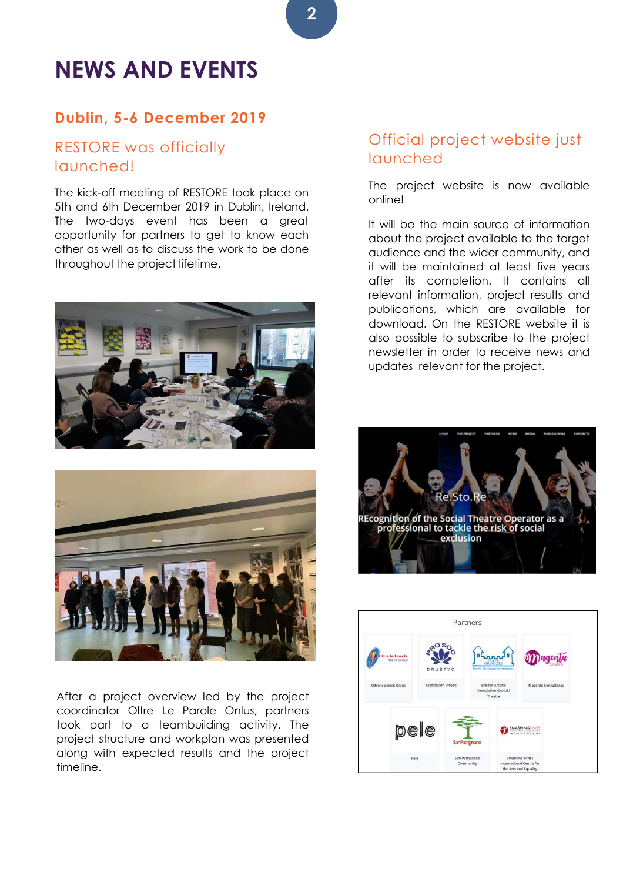# NEWS AND EVENTS

## Dublin, 5-6 December 2019

### RESTORE was officially launched!

The kick-off meeting of RESTORE took place on 5th and 6th December 2019 in Dublin, Ireland. The two-days event has been a great opportunity for partners to get to know each other as well as to discuss the work to be done throughout the project lifetime.

After a project overview led by the project coordinator Oltre Le Parole Onlus, partners took part to a teambuilding activity. The project structure and workplan was presented along with expected results and the project timeline.

### Official project website just launched

The project website is now available online!

It will be the main source of information about the project available to the target audience and the wider community, and it will be maintained at least five years after its completion. It contains all relevant information, project results and publications, which are available for download. On the RESTORE website it is also possible to subscribe to the project newsletter in order to receive news and updates relevant for the project.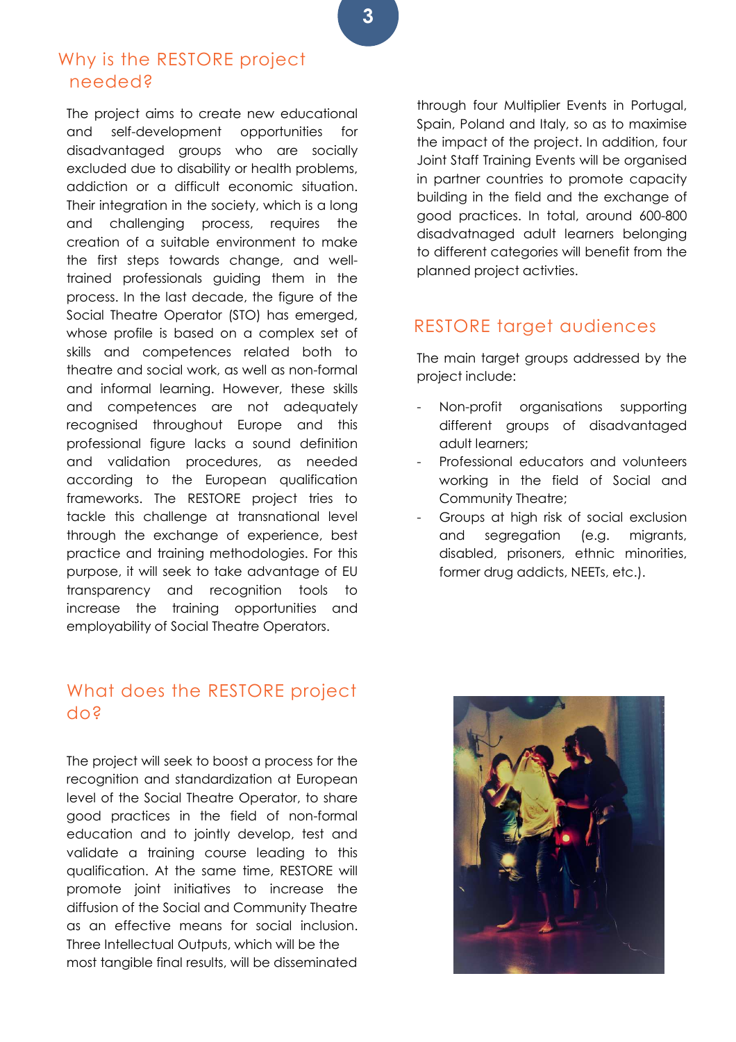## Why is the RESTORE project needed?

The project aims to create new educational and self-development opportunities for disadvantaged groups who are socially excluded due to disability or health problems, addiction or a difficult economic situation. Their integration in the society, which is a long and challenging process, requires the creation of a suitable environment to make the first steps towards change, and well-trained professionals guiding them in the process. In the last decade, the figure of the Social Theatre Operator (STO) has emerged, whose profile is based on a complex set of skills and competences related both to theatre and social work, as well as non-formal and informal learning. However, these skills and competences are not adequately recognised throughout Europe and this professional figure lacks a sound definition and validation procedures, as needed according to the European qualification frameworks. The RESTORE project tries to tackle this challenge at transnational level through the exchange of experience, best practice and training methodologies. For this purpose, it will seek to take advantage of EU transparency and recognition tools to increase the training opportunities and employability of Social Theatre Operators.

## What does the RESTORE project do?

The project will seek to boost a process for the recognition and standardization at European level of the Social Theatre Operator, to share good practices in the field of non-formal education and to jointly develop, test and validate a training course leading to this qualification. At the same time, RESTORE will promote joint initiatives to increase the diffusion of the Social and Community Theatre as an effective means for social inclusion. Three Intellectual Outputs, which will be the most tangible final results, will be disseminated through four Multiplier Events in Portugal, Spain, Poland and Italy, so as to maximise the impact of the project. In addition, four Joint Staff Training Events will be organised in partner countries to promote capacity building in the field and the exchange of good practices. In total, around 600-800 disadvatnaged adult learners belonging to different categories will benefit from the planned project activties.

## RESTORE target audiences

The main target groups addressed by the project include:

- Non-profit organisations supporting different groups of disadvantaged adult learners;
- Professional educators and volunteers working in the field of Social and Community Theatre;
- Groups at high risk of social exclusion and segregation (e.g. migrants, disabled, prisoners, ethnic minorities, former drug addicts, NEETs, etc.).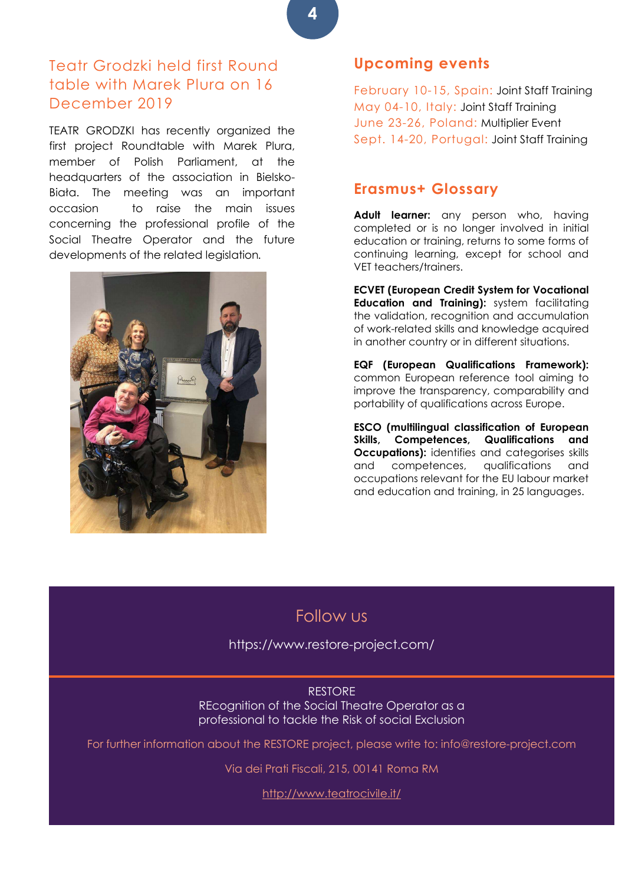## Teatr Grodzki held first Round table with Marek Plura on 16 December 2019

TEATR GRODZKI has recently organized the first project Roundtable with Marek Plura, member of Polish Parliament, at the headquarters of the association in Bielsko-Biała. The meeting was an important occasion to raise the main issues concerning the professional profile of the Social Theatre Operator and the future developments of the related legislation.

## Upcoming events

February 10-15, Spain: Joint Staff Training
May 04-10, Italy: Joint Staff Training
June 23-26, Poland: Multiplier Event
Sept. 14-20, Portugal: Joint Staff Training

## Erasmus+ Glossary

**Adult learner:** any person who, having completed or is no longer involved in initial education or training, returns to some forms of continuing learning, except for school and VET teachers/trainers.

**ECVET (European Credit System for Vocational Education and Training):** system facilitating the validation, recognition and accumulation of work-related skills and knowledge acquired in another country or in different situations.

**EQF (European Qualifications Framework):** common European reference tool aiming to improve the transparency, comparability and portability of qualifications across Europe.

**ESCO (multilingual classification of European Skills, Competences, Qualifications and Occupations):** identifies and categorises skills and competences, qualifications and occupations relevant for the EU labour market and education and training, in 25 languages.

## Follow us

https://www.restore-project.com/

RESTORE
REcognition of the Social Theatre Operator as a professional to tackle the Risk of social Exclusion

For further information about the RESTORE project, please write to: info@restore-project.com

Via dei Prati Fiscali, 215, 00141 Roma RM

http://www.teatrocivile.it/